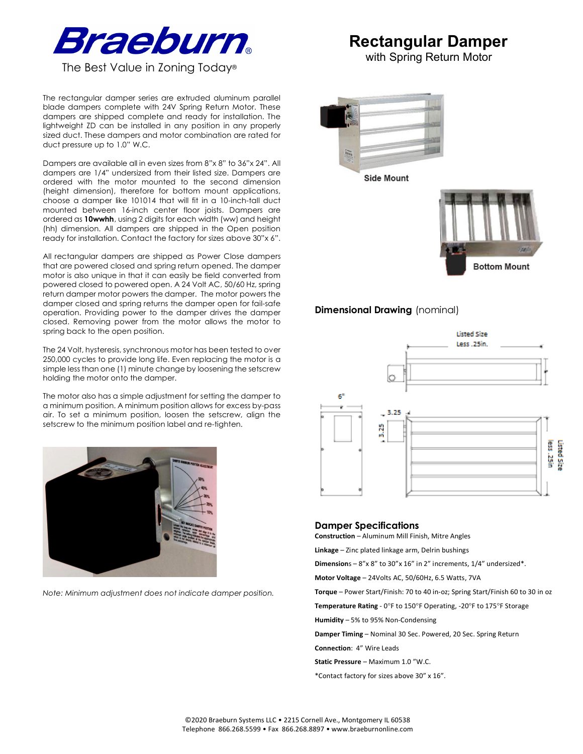# Braeburn®

The Best Value in Zoning Today®

# Rectangular Damper

with Spring Return Motor

The rectangular damper series are extruded aluminum parallel blade dampers complete with 24V Spring Return Motor. These dampers are shipped complete and ready for installation. The lightweight ZD can be installed in any position in any properly sized duct. These dampers and motor combination are rated for duct pressure up to 1.0" W.C.

Dampers are available all in even sizes from 8"x 8" to 36"x 24". All dampers are 1/4" undersized from their listed size. Dampers are ordered with the motor mounted to the second dimension (height dimension), therefore for bottom mount applications, choose a damper like 101014 that will fit in a 10-inch-tall duct mounted between 16-inch center floor joists. Dampers are ordered as **10wwhh**, using 2 digits for each width (ww) and height (hh) dimension. All dampers are shipped in the Open position ready for installation. Contact the factory for sizes above 30"x 6".

All rectangular dampers are shipped as Power Close dampers that are powered closed and spring return opened. The damper motor is also unique in that it can easily be field converted from powered closed to powered open. A 24 Volt AC, 50/60 Hz, spring return damper motor powers the damper. The motor powers the damper closed and spring returns the damper open for fail-safe operation. Providing power to the damper drives the damper closed. Removing power from the motor allows the motor to spring back to the open position.

The 24 Volt, hysteresis, synchronous motor has been tested to over 250,000 cycles to provide long life. Even replacing the motor is a simple less than one (1) minute change by loosening the setscrew holding the motor onto the damper.

The motor also has a simple adjustment for setting the damper to a minimum position. A minimum position allows for excess by-pass air. To set a minimum position, loosen the setscrew, align the setscrew to the minimum position label and re-tighten.

*Note: Minimum adjustment does not indicate damper position.*

Side Mount

Bottom Mount

## Dimensional Drawing (nominal)

Listed Size Less .25in.

6"

3.25

3.25

Listed Size less .25in

## Damper Specifications

**Construction** – Aluminum Mill Finish, Mitre Angles

**Linkage** – Zinc plated linkage arm, Delrin bushings

**Dimensions** – 8"x 8" to 30"x 16" in 2" increments, 1/4" undersized*.

**Motor Voltage** – 24Volts AC, 50/60Hz, 6.5 Watts, 7VA

**Torque** – Power Start/Finish: 70 to 40 in-oz; Spring Start/Finish 60 to 30 in oz

**Temperature Rating** - 0°F to 150°F Operating, -20°F to 175°F Storage

**Humidity** – 5% to 95% Non-Condensing

**Damper Timing** – Nominal 30 Sec. Powered, 20 Sec. Spring Return

**Connection**: 4" Wire Leads

**Static Pressure** – Maximum 1.0 "W.C.

*Contact factory for sizes above 30" x 16".

©2020 Braeburn Systems LLC • 2215 Cornell Ave., Montgomery IL 60538
Telephone 866.268.5599 • Fax 866.268.8897 • www.braeburnonline.com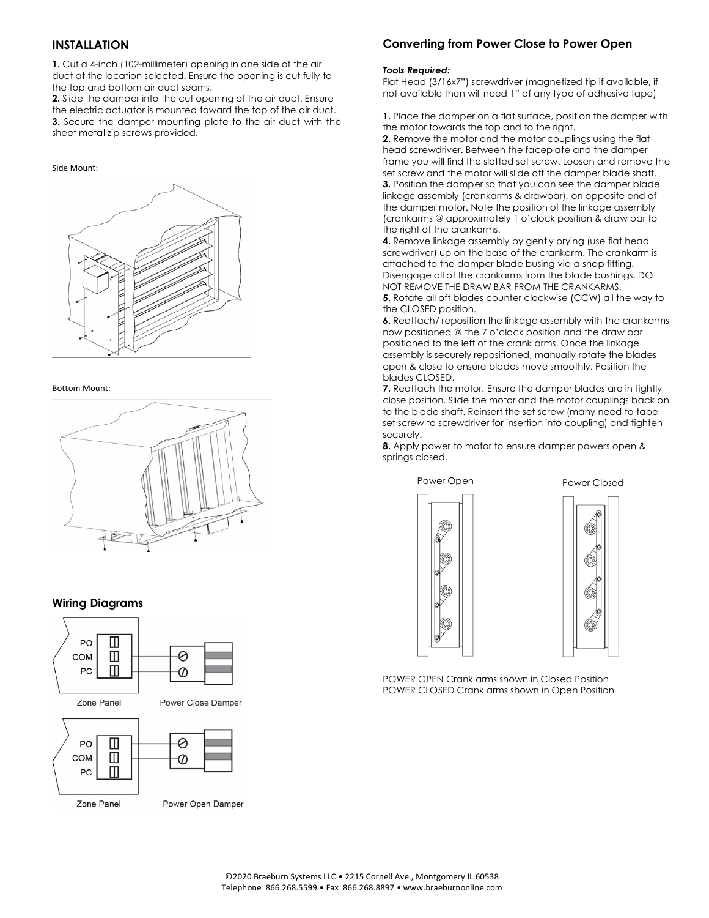## INSTALLATION

**1.** Cut a 4-inch (102-millimeter) opening in one side of the air duct at the location selected. Ensure the opening is cut fully to the top and bottom air duct seams.
**2.** Slide the damper into the cut opening of the air duct. Ensure the electric actuator is mounted toward the top of the air duct.
**3.** Secure the damper mounting plate to the air duct with the sheet metal zip screws provided.

Side Mount:

Bottom Mount:

## Wiring Diagrams

PO
COM
PC

Zone Panel

Power Close Damper

PO
COM
PC

Zone Panel

Power Open Damper

## Converting from Power Close to Power Open

***Tools Required:***
Flat Head (3/16x7") screwdriver (magnetized tip if available, if not available then will need 1" of any type of adhesive tape)

**1.** Place the damper on a flat surface, position the damper with the motor towards the top and to the right.
**2.** Remove the motor and the motor couplings using the flat head screwdriver. Between the faceplate and the damper frame you will find the slotted set screw. Loosen and remove the set screw and the motor will slide off the damper blade shaft.
**3.** Position the damper so that you can see the damper blade linkage assembly (crankarms & drawbar), on opposite end of the damper motor. Note the position of the linkage assembly (crankarms @ approximately 1 o'clock position & draw bar to the right of the crankarms.
**4.** Remove linkage assembly by gently prying (use flat head screwdriver) up on the base of the crankarm. The crankarm is attached to the damper blade busing via a snap fitting. Disengage all of the crankarms from the blade bushings. DO NOT REMOVE THE DRAW BAR FROM THE CRANKARMS.
**5.** Rotate all oft blades counter clockwise (CCW) all the way to the CLOSED position.
**6.** Reattach/ reposition the linkage assembly with the crankarms now positioned @ the 7 o'clock position and the draw bar positioned to the left of the crank arms. Once the linkage assembly is securely repositioned, manually rotate the blades open & close to ensure blades move smoothly. Position the blades CLOSED.
**7.** Reattach the motor. Ensure the damper blades are in tightly close position. Slide the motor and the motor couplings back on to the blade shaft. Reinsert the set screw (many need to tape set screw to screwdriver for insertion into coupling) and tighten securely.
**8.** Apply power to motor to ensure damper powers open & springs closed.

Power Open

Power Closed

POWER OPEN Crank arms shown in Closed Position
POWER CLOSED Crank arms shown in Open Position

©2020 Braeburn Systems LLC • 2215 Cornell Ave., Montgomery IL 60538
Telephone 866.268.5599 • Fax 866.268.8897 • www.braeburnonline.com